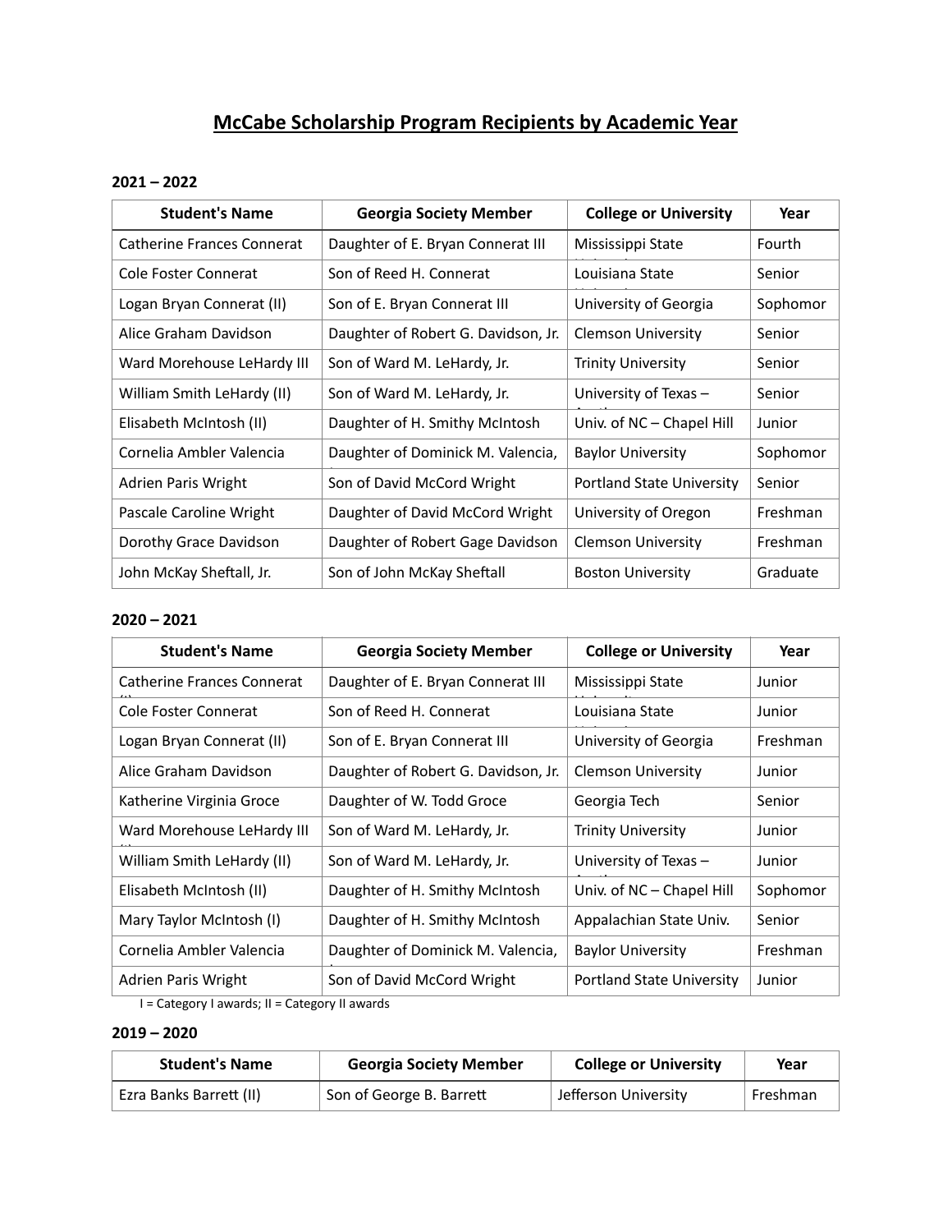# McCabe Scholarship Program Recipients by Academic Year

**2021 – 2022**

| Student's Name | Georgia Society Member | College or University | Year |
|---|---|---|---|
| Catherine Frances Connerat | Daughter of E. Bryan Connerat III | Mississippi State | Fourth |
| Cole Foster Connerat | Son of Reed H. Connerat | Louisiana State | Senior |
| Logan Bryan Connerat (II) | Son of E. Bryan Connerat III | University of Georgia | Sophomor |
| Alice Graham Davidson | Daughter of Robert G. Davidson, Jr. | Clemson University | Senior |
| Ward Morehouse LeHardy III | Son of Ward M. LeHardy, Jr. | Trinity University | Senior |
| William Smith LeHardy (II) | Son of Ward M. LeHardy, Jr. | University of Texas – | Senior |
| Elisabeth McIntosh (II) | Daughter of H. Smithy McIntosh | Univ. of NC – Chapel Hill | Junior |
| Cornelia Ambler Valencia | Daughter of Dominick M. Valencia, | Baylor University | Sophomor |
| Adrien Paris Wright | Son of David McCord Wright | Portland State University | Senior |
| Pascale Caroline Wright | Daughter of David McCord Wright | University of Oregon | Freshman |
| Dorothy Grace Davidson | Daughter of Robert Gage Davidson | Clemson University | Freshman |
| John McKay Sheftall, Jr. | Son of John McKay Sheftall | Boston University | Graduate |

**2020 – 2021**

| Student's Name | Georgia Society Member | College or University | Year |
|---|---|---|---|
| Catherine Frances Connerat | Daughter of E. Bryan Connerat III | Mississippi State | Junior |
| Cole Foster Connerat | Son of Reed H. Connerat | Louisiana State | Junior |
| Logan Bryan Connerat (II) | Son of E. Bryan Connerat III | University of Georgia | Freshman |
| Alice Graham Davidson | Daughter of Robert G. Davidson, Jr. | Clemson University | Junior |
| Katherine Virginia Groce | Daughter of W. Todd Groce | Georgia Tech | Senior |
| Ward Morehouse LeHardy III | Son of Ward M. LeHardy, Jr. | Trinity University | Junior |
| William Smith LeHardy (II) | Son of Ward M. LeHardy, Jr. | University of Texas – | Junior |
| Elisabeth McIntosh (II) | Daughter of H. Smithy McIntosh | Univ. of NC – Chapel Hill | Sophomor |
| Mary Taylor McIntosh (I) | Daughter of H. Smithy McIntosh | Appalachian State Univ. | Senior |
| Cornelia Ambler Valencia | Daughter of Dominick M. Valencia, | Baylor University | Freshman |
| Adrien Paris Wright | Son of David McCord Wright | Portland State University | Junior |

I = Category I awards; II = Category II awards

**2019 – 2020**

| Student's Name | Georgia Society Member | College or University | Year |
|---|---|---|---|
| Ezra Banks Barrett (II) | Son of George B. Barrett | Jefferson University | Freshman |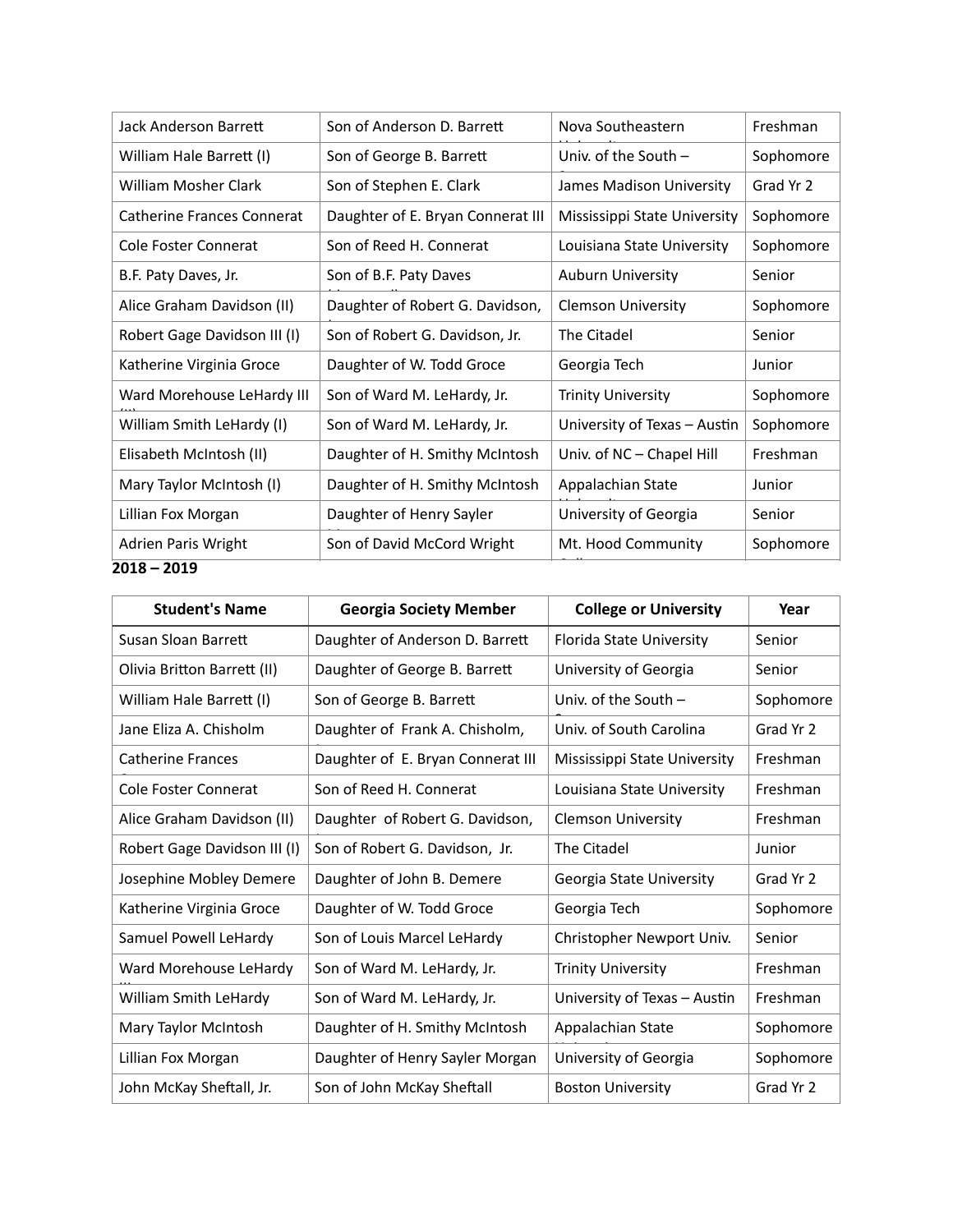| | | | |
|---|---|---|---|
| Jack Anderson Barrett | Son of Anderson D. Barrett | Nova Southeastern | Freshman |
| William Hale Barrett (I) | Son of George B. Barrett | Univ. of the South – | Sophomore |
| William Mosher Clark | Son of Stephen E. Clark | James Madison University | Grad Yr 2 |
| Catherine Frances Connerat | Daughter of E. Bryan Connerat III | Mississippi State University | Sophomore |
| Cole Foster Connerat | Son of Reed H. Connerat | Louisiana State University | Sophomore |
| B.F. Paty Daves, Jr. | Son of B.F. Paty Daves | Auburn University | Senior |
| Alice Graham Davidson (II) | Daughter of Robert G. Davidson, | Clemson University | Sophomore |
| Robert Gage Davidson III (I) | Son of Robert G. Davidson, Jr. | The Citadel | Senior |
| Katherine Virginia Groce | Daughter of W. Todd Groce | Georgia Tech | Junior |
| Ward Morehouse LeHardy III | Son of Ward M. LeHardy, Jr. | Trinity University | Sophomore |
| William Smith LeHardy (I) | Son of Ward M. LeHardy, Jr. | University of Texas – Austin | Sophomore |
| Elisabeth McIntosh (II) | Daughter of H. Smithy McIntosh | Univ. of NC – Chapel Hill | Freshman |
| Mary Taylor McIntosh (I) | Daughter of H. Smithy McIntosh | Appalachian State | Junior |
| Lillian Fox Morgan | Daughter of Henry Sayler | University of Georgia | Senior |
| Adrien Paris Wright | Son of David McCord Wright | Mt. Hood Community | Sophomore |

**2018 – 2019**

| Student's Name | Georgia Society Member | College or University | Year |
|---|---|---|---|
| Susan Sloan Barrett | Daughter of Anderson D. Barrett | Florida State University | Senior |
| Olivia Britton Barrett (II) | Daughter of George B. Barrett | University of Georgia | Senior |
| William Hale Barrett (I) | Son of George B. Barrett | Univ. of the South – | Sophomore |
| Jane Eliza A. Chisholm | Daughter of Frank A. Chisholm, | Univ. of South Carolina | Grad Yr 2 |
| Catherine Frances | Daughter of E. Bryan Connerat III | Mississippi State University | Freshman |
| Cole Foster Connerat | Son of Reed H. Connerat | Louisiana State University | Freshman |
| Alice Graham Davidson (II) | Daughter of Robert G. Davidson, | Clemson University | Freshman |
| Robert Gage Davidson III (I) | Son of Robert G. Davidson, Jr. | The Citadel | Junior |
| Josephine Mobley Demere | Daughter of John B. Demere | Georgia State University | Grad Yr 2 |
| Katherine Virginia Groce | Daughter of W. Todd Groce | Georgia Tech | Sophomore |
| Samuel Powell LeHardy | Son of Louis Marcel LeHardy | Christopher Newport Univ. | Senior |
| Ward Morehouse LeHardy | Son of Ward M. LeHardy, Jr. | Trinity University | Freshman |
| William Smith LeHardy | Son of Ward M. LeHardy, Jr. | University of Texas – Austin | Freshman |
| Mary Taylor McIntosh | Daughter of H. Smithy McIntosh | Appalachian State | Sophomore |
| Lillian Fox Morgan | Daughter of Henry Sayler Morgan | University of Georgia | Sophomore |
| John McKay Sheftall, Jr. | Son of John McKay Sheftall | Boston University | Grad Yr 2 |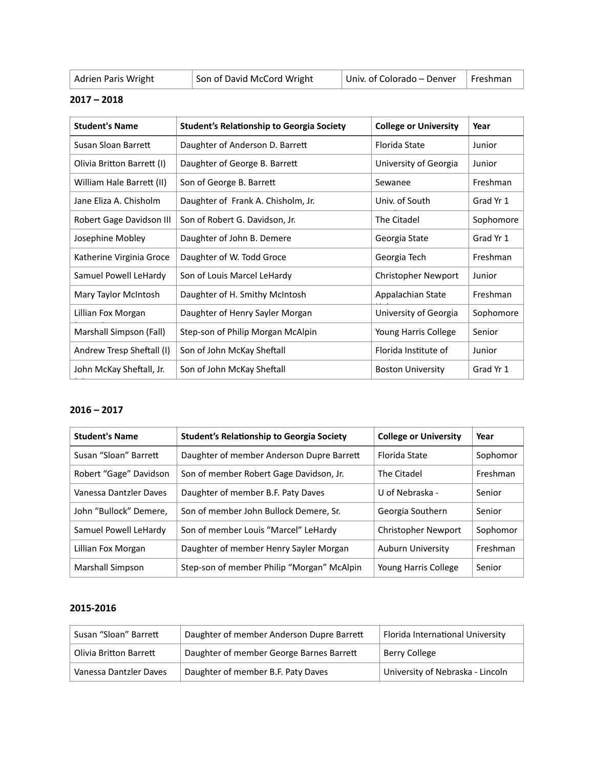| Adrien Paris Wright | Son of David McCord Wright | Univ. of Colorado – Denver | Freshman |
|---|---|---|---|

**2017 – 2018**

| Student's Name | Student's Relationship to Georgia Society | College or University | Year |
|---|---|---|---|
| Susan Sloan Barrett | Daughter of Anderson D. Barrett | Florida State | Junior |
| Olivia Britton Barrett (I) | Daughter of George B. Barrett | University of Georgia | Junior |
| William Hale Barrett (II) | Son of George B. Barrett | Sewanee | Freshman |
| Jane Eliza A. Chisholm | Daughter of Frank A. Chisholm, Jr. | Univ. of South | Grad Yr 1 |
| Robert Gage Davidson III | Son of Robert G. Davidson, Jr. | The Citadel | Sophomore |
| Josephine Mobley | Daughter of John B. Demere | Georgia State | Grad Yr 1 |
| Katherine Virginia Groce | Daughter of W. Todd Groce | Georgia Tech | Freshman |
| Samuel Powell LeHardy | Son of Louis Marcel LeHardy | Christopher Newport | Junior |
| Mary Taylor McIntosh | Daughter of H. Smithy McIntosh | Appalachian State | Freshman |
| Lillian Fox Morgan | Daughter of Henry Sayler Morgan | University of Georgia | Sophomore |
| Marshall Simpson (Fall) | Step-son of Philip Morgan McAlpin | Young Harris College | Senior |
| Andrew Tresp Sheftall (I) | Son of John McKay Sheftall | Florida Institute of | Junior |
| John McKay Sheftall, Jr. | Son of John McKay Sheftall | Boston University | Grad Yr 1 |

**2016 – 2017**

| Student's Name | Student's Relationship to Georgia Society | College or University | Year |
|---|---|---|---|
| Susan "Sloan" Barrett | Daughter of member Anderson Dupre Barrett | Florida State | Sophomor |
| Robert "Gage" Davidson | Son of member Robert Gage Davidson, Jr. | The Citadel | Freshman |
| Vanessa Dantzler Daves | Daughter of member B.F. Paty Daves | U of Nebraska - | Senior |
| John "Bullock" Demere, | Son of member John Bullock Demere, Sr. | Georgia Southern | Senior |
| Samuel Powell LeHardy | Son of member Louis "Marcel" LeHardy | Christopher Newport | Sophomor |
| Lillian Fox Morgan | Daughter of member Henry Sayler Morgan | Auburn University | Freshman |
| Marshall Simpson | Step-son of member Philip "Morgan" McAlpin | Young Harris College | Senior |

**2015-2016**

| Susan "Sloan" Barrett | Daughter of member Anderson Dupre Barrett | Florida International University |
|---|---|---|
| Olivia Britton Barrett | Daughter of member George Barnes Barrett | Berry College |
| Vanessa Dantzler Daves | Daughter of member B.F. Paty Daves | University of Nebraska - Lincoln |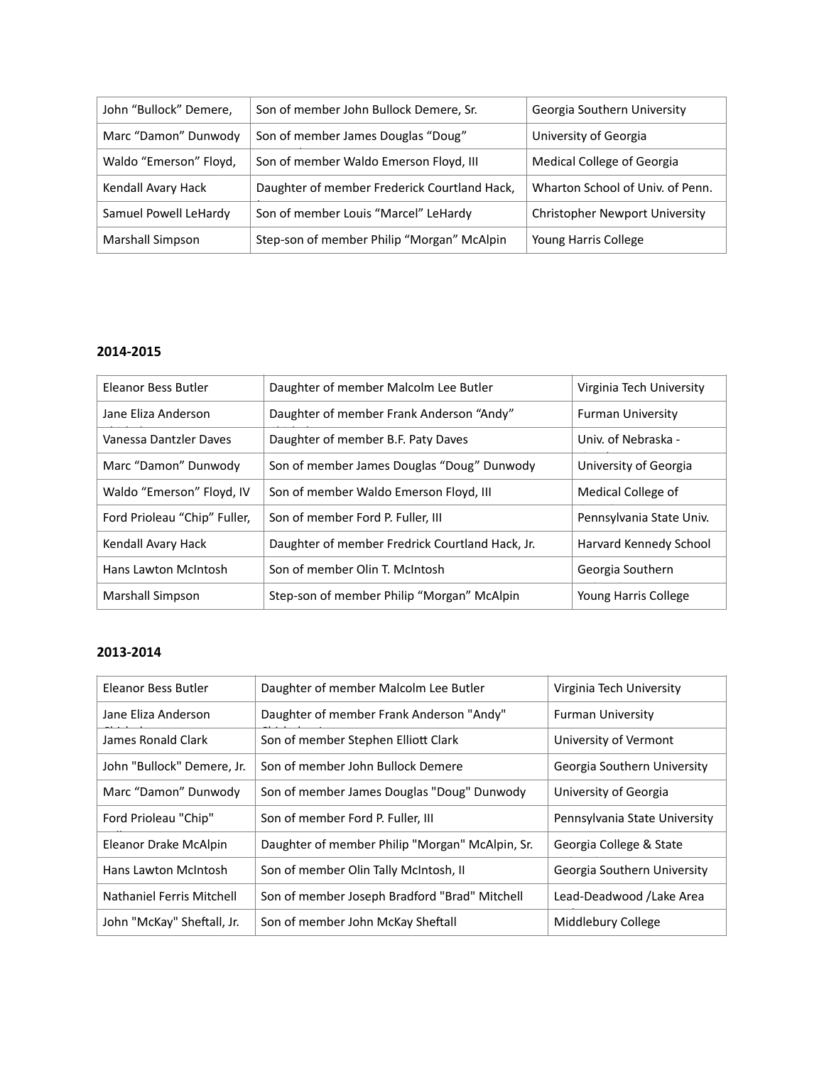| John “Bullock” Demere, | Son of member John Bullock Demere, Sr. | Georgia Southern University |
|---|---|---|
| Marc “Damon” Dunwody | Son of member James Douglas “Doug” | University of Georgia |
| Waldo “Emerson” Floyd, | Son of member Waldo Emerson Floyd, III | Medical College of Georgia |
| Kendall Avary Hack | Daughter of member Frederick Courtland Hack, | Wharton School of Univ. of Penn. |
| Samuel Powell LeHardy | Son of member Louis “Marcel” LeHardy | Christopher Newport University |
| Marshall Simpson | Step-son of member Philip “Morgan” McAlpin | Young Harris College |

**2014-2015**

| Eleanor Bess Butler | Daughter of member Malcolm Lee Butler | Virginia Tech University |
|---|---|---|
| Jane Eliza Anderson | Daughter of member Frank Anderson “Andy” | Furman University |
| Vanessa Dantzler Daves | Daughter of member B.F. Paty Daves | Univ. of Nebraska - |
| Marc “Damon” Dunwody | Son of member James Douglas “Doug” Dunwody | University of Georgia |
| Waldo “Emerson” Floyd, IV | Son of member Waldo Emerson Floyd, III | Medical College of |
| Ford Prioleau “Chip” Fuller, | Son of member Ford P. Fuller, III | Pennsylvania State Univ. |
| Kendall Avary Hack | Daughter of member Fredrick Courtland Hack, Jr. | Harvard Kennedy School |
| Hans Lawton McIntosh | Son of member Olin T. McIntosh | Georgia Southern |
| Marshall Simpson | Step-son of member Philip “Morgan” McAlpin | Young Harris College |

**2013-2014**

| Eleanor Bess Butler | Daughter of member Malcolm Lee Butler | Virginia Tech University |
|---|---|---|
| Jane Eliza Anderson | Daughter of member Frank Anderson "Andy" | Furman University |
| James Ronald Clark | Son of member Stephen Elliott Clark | University of Vermont |
| John "Bullock" Demere, Jr. | Son of member John Bullock Demere | Georgia Southern University |
| Marc “Damon” Dunwody | Son of member James Douglas "Doug" Dunwody | University of Georgia |
| Ford Prioleau "Chip" | Son of member Ford P. Fuller, III | Pennsylvania State University |
| Eleanor Drake McAlpin | Daughter of member Philip "Morgan" McAlpin, Sr. | Georgia College & State |
| Hans Lawton McIntosh | Son of member Olin Tally McIntosh, II | Georgia Southern University |
| Nathaniel Ferris Mitchell | Son of member Joseph Bradford "Brad" Mitchell | Lead-Deadwood /Lake Area |
| John "McKay" Sheftall, Jr. | Son of member John McKay Sheftall | Middlebury College |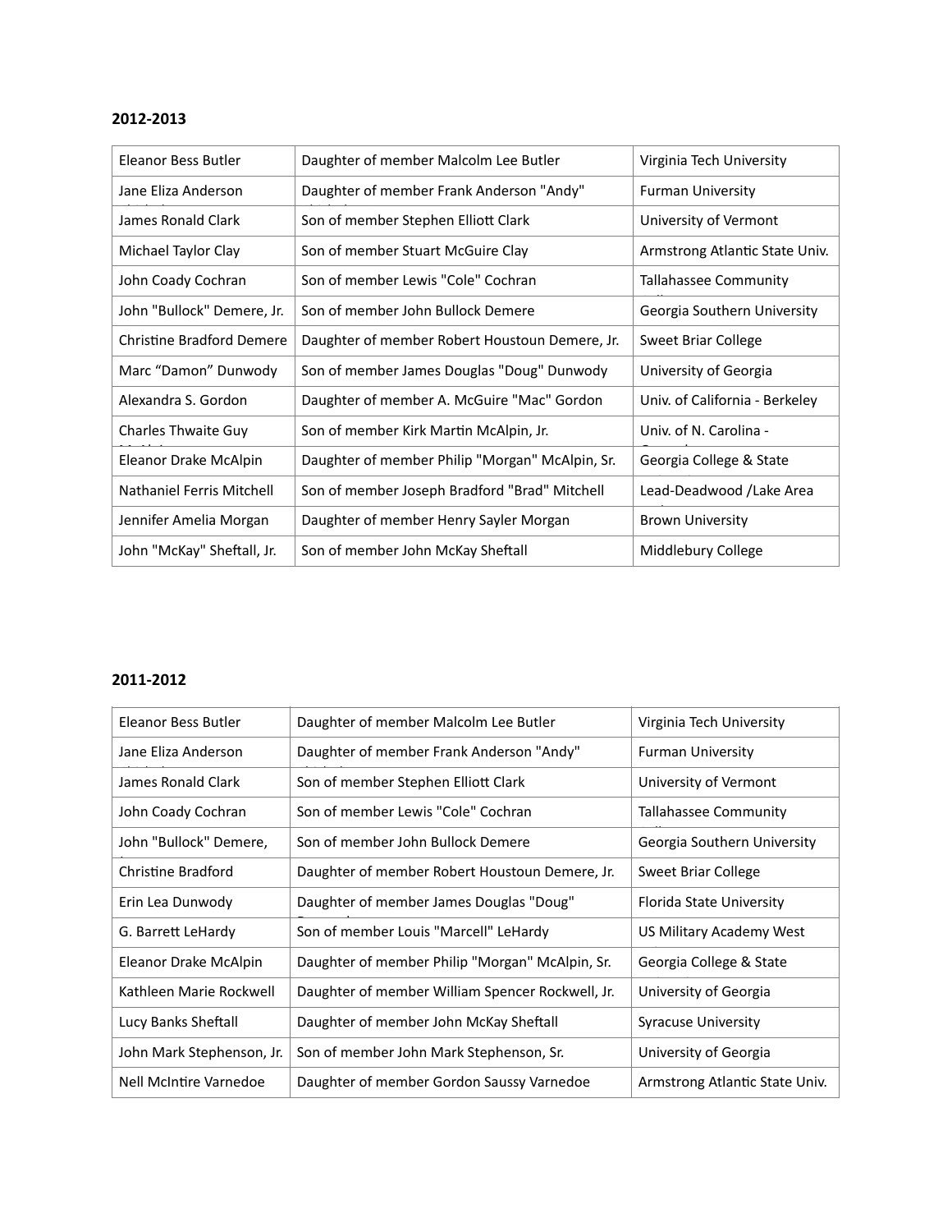**2012-2013**

| | | |
|---|---|---|
| Eleanor Bess Butler | Daughter of member Malcolm Lee Butler | Virginia Tech University |
| Jane Eliza Anderson | Daughter of member Frank Anderson "Andy" | Furman University |
| James Ronald Clark | Son of member Stephen Elliott Clark | University of Vermont |
| Michael Taylor Clay | Son of member Stuart McGuire Clay | Armstrong Atlantic State Univ. |
| John Coady Cochran | Son of member Lewis "Cole" Cochran | Tallahassee Community |
| John "Bullock" Demere, Jr. | Son of member John Bullock Demere | Georgia Southern University |
| Christine Bradford Demere | Daughter of member Robert Houstoun Demere, Jr. | Sweet Briar College |
| Marc “Damon” Dunwody | Son of member James Douglas "Doug" Dunwody | University of Georgia |
| Alexandra S. Gordon | Daughter of member A. McGuire "Mac" Gordon | Univ. of California - Berkeley |
| Charles Thwaite Guy | Son of member Kirk Martin McAlpin, Jr. | Univ. of N. Carolina - |
| Eleanor Drake McAlpin | Daughter of member Philip "Morgan" McAlpin, Sr. | Georgia College & State |
| Nathaniel Ferris Mitchell | Son of member Joseph Bradford "Brad" Mitchell | Lead-Deadwood /Lake Area |
| Jennifer Amelia Morgan | Daughter of member Henry Sayler Morgan | Brown University |
| John "McKay" Sheftall, Jr. | Son of member John McKay Sheftall | Middlebury College |

**2011-2012**

| | | |
|---|---|---|
| Eleanor Bess Butler | Daughter of member Malcolm Lee Butler | Virginia Tech University |
| Jane Eliza Anderson | Daughter of member Frank Anderson "Andy" | Furman University |
| James Ronald Clark | Son of member Stephen Elliott Clark | University of Vermont |
| John Coady Cochran | Son of member Lewis "Cole" Cochran | Tallahassee Community |
| John "Bullock" Demere, | Son of member John Bullock Demere | Georgia Southern University |
| Christine Bradford | Daughter of member Robert Houstoun Demere, Jr. | Sweet Briar College |
| Erin Lea Dunwody | Daughter of member James Douglas "Doug" | Florida State University |
| G. Barrett LeHardy | Son of member Louis "Marcell" LeHardy | US Military Academy West |
| Eleanor Drake McAlpin | Daughter of member Philip "Morgan" McAlpin, Sr. | Georgia College & State |
| Kathleen Marie Rockwell | Daughter of member William Spencer Rockwell, Jr. | University of Georgia |
| Lucy Banks Sheftall | Daughter of member John McKay Sheftall | Syracuse University |
| John Mark Stephenson, Jr. | Son of member John Mark Stephenson, Sr. | University of Georgia |
| Nell McIntire Varnedoe | Daughter of member Gordon Saussy Varnedoe | Armstrong Atlantic State Univ. |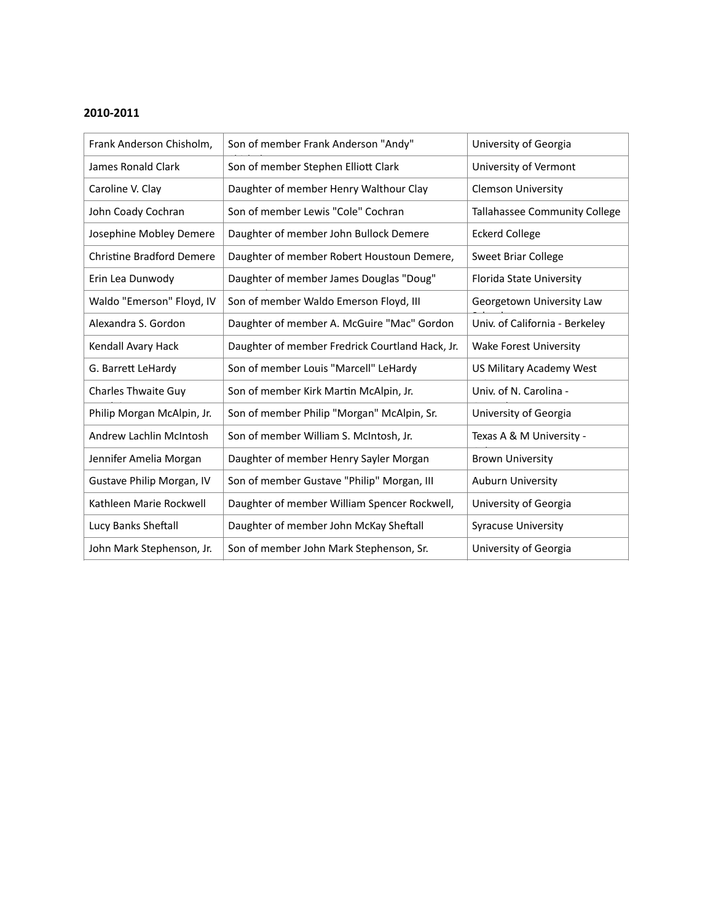**2010-2011**

| | | |
|---|---|---|
| Frank Anderson Chisholm, | Son of member Frank Anderson "Andy" | University of Georgia |
| James Ronald Clark | Son of member Stephen Elliott Clark | University of Vermont |
| Caroline V. Clay | Daughter of member Henry Walthour Clay | Clemson University |
| John Coady Cochran | Son of member Lewis "Cole" Cochran | Tallahassee Community College |
| Josephine Mobley Demere | Daughter of member John Bullock Demere | Eckerd College |
| Christine Bradford Demere | Daughter of member Robert Houstoun Demere, | Sweet Briar College |
| Erin Lea Dunwody | Daughter of member James Douglas "Doug" | Florida State University |
| Waldo "Emerson" Floyd, IV | Son of member Waldo Emerson Floyd, III | Georgetown University Law |
| Alexandra S. Gordon | Daughter of member A. McGuire "Mac" Gordon | Univ. of California - Berkeley |
| Kendall Avary Hack | Daughter of member Fredrick Courtland Hack, Jr. | Wake Forest University |
| G. Barrett LeHardy | Son of member Louis "Marcell" LeHardy | US Military Academy West |
| Charles Thwaite Guy | Son of member Kirk Martin McAlpin, Jr. | Univ. of N. Carolina - |
| Philip Morgan McAlpin, Jr. | Son of member Philip "Morgan" McAlpin, Sr. | University of Georgia |
| Andrew Lachlin McIntosh | Son of member William S. McIntosh, Jr. | Texas A & M University - |
| Jennifer Amelia Morgan | Daughter of member Henry Sayler Morgan | Brown University |
| Gustave Philip Morgan, IV | Son of member Gustave "Philip" Morgan, III | Auburn University |
| Kathleen Marie Rockwell | Daughter of member William Spencer Rockwell, | University of Georgia |
| Lucy Banks Sheftall | Daughter of member John McKay Sheftall | Syracuse University |
| John Mark Stephenson, Jr. | Son of member John Mark Stephenson, Sr. | University of Georgia |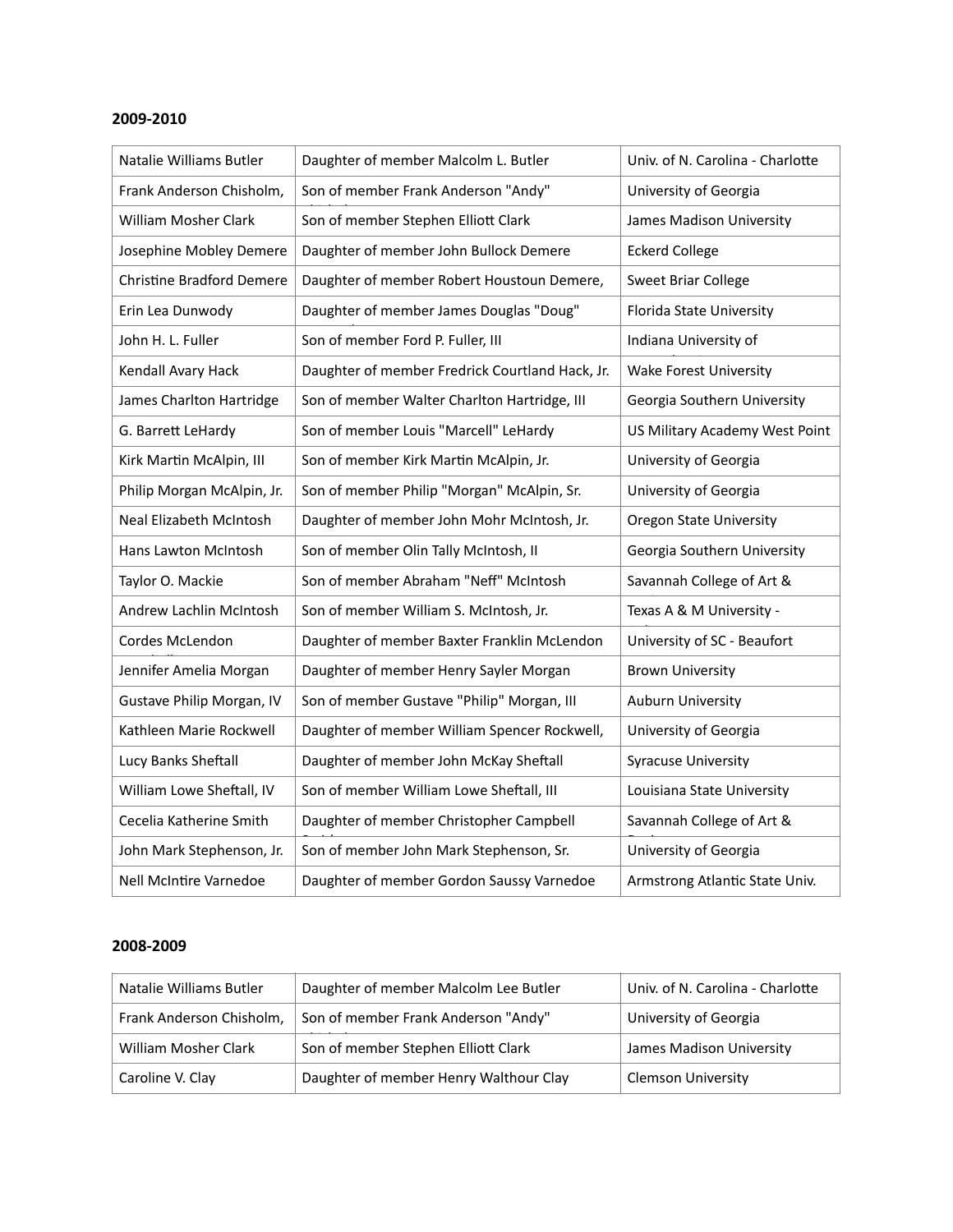**2009-2010**

| | | |
|---|---|---|
| Natalie Williams Butler | Daughter of member Malcolm L. Butler | Univ. of N. Carolina - Charlotte |
| Frank Anderson Chisholm, | Son of member Frank Anderson "Andy" | University of Georgia |
| William Mosher Clark | Son of member Stephen Elliott Clark | James Madison University |
| Josephine Mobley Demere | Daughter of member John Bullock Demere | Eckerd College |
| Christine Bradford Demere | Daughter of member Robert Houstoun Demere, | Sweet Briar College |
| Erin Lea Dunwody | Daughter of member James Douglas "Doug" | Florida State University |
| John H. L. Fuller | Son of member Ford P. Fuller, III | Indiana University of |
| Kendall Avary Hack | Daughter of member Fredrick Courtland Hack, Jr. | Wake Forest University |
| James Charlton Hartridge | Son of member Walter Charlton Hartridge, III | Georgia Southern University |
| G. Barrett LeHardy | Son of member Louis "Marcell" LeHardy | US Military Academy West Point |
| Kirk Martin McAlpin, III | Son of member Kirk Martin McAlpin, Jr. | University of Georgia |
| Philip Morgan McAlpin, Jr. | Son of member Philip "Morgan" McAlpin, Sr. | University of Georgia |
| Neal Elizabeth McIntosh | Daughter of member John Mohr McIntosh, Jr. | Oregon State University |
| Hans Lawton McIntosh | Son of member Olin Tally McIntosh, II | Georgia Southern University |
| Taylor O. Mackie | Son of member Abraham "Neff" McIntosh | Savannah College of Art & |
| Andrew Lachlin McIntosh | Son of member William S. McIntosh, Jr. | Texas A & M University - |
| Cordes McLendon | Daughter of member Baxter Franklin McLendon | University of SC - Beaufort |
| Jennifer Amelia Morgan | Daughter of member Henry Sayler Morgan | Brown University |
| Gustave Philip Morgan, IV | Son of member Gustave "Philip" Morgan, III | Auburn University |
| Kathleen Marie Rockwell | Daughter of member William Spencer Rockwell, | University of Georgia |
| Lucy Banks Sheftall | Daughter of member John McKay Sheftall | Syracuse University |
| William Lowe Sheftall, IV | Son of member William Lowe Sheftall, III | Louisiana State University |
| Cecelia Katherine Smith | Daughter of member Christopher Campbell | Savannah College of Art & |
| John Mark Stephenson, Jr. | Son of member John Mark Stephenson, Sr. | University of Georgia |
| Nell McIntire Varnedoe | Daughter of member Gordon Saussy Varnedoe | Armstrong Atlantic State Univ. |

**2008-2009**

| | | |
|---|---|---|
| Natalie Williams Butler | Daughter of member Malcolm Lee Butler | Univ. of N. Carolina - Charlotte |
| Frank Anderson Chisholm, | Son of member Frank Anderson "Andy" | University of Georgia |
| William Mosher Clark | Son of member Stephen Elliott Clark | James Madison University |
| Caroline V. Clay | Daughter of member Henry Walthour Clay | Clemson University |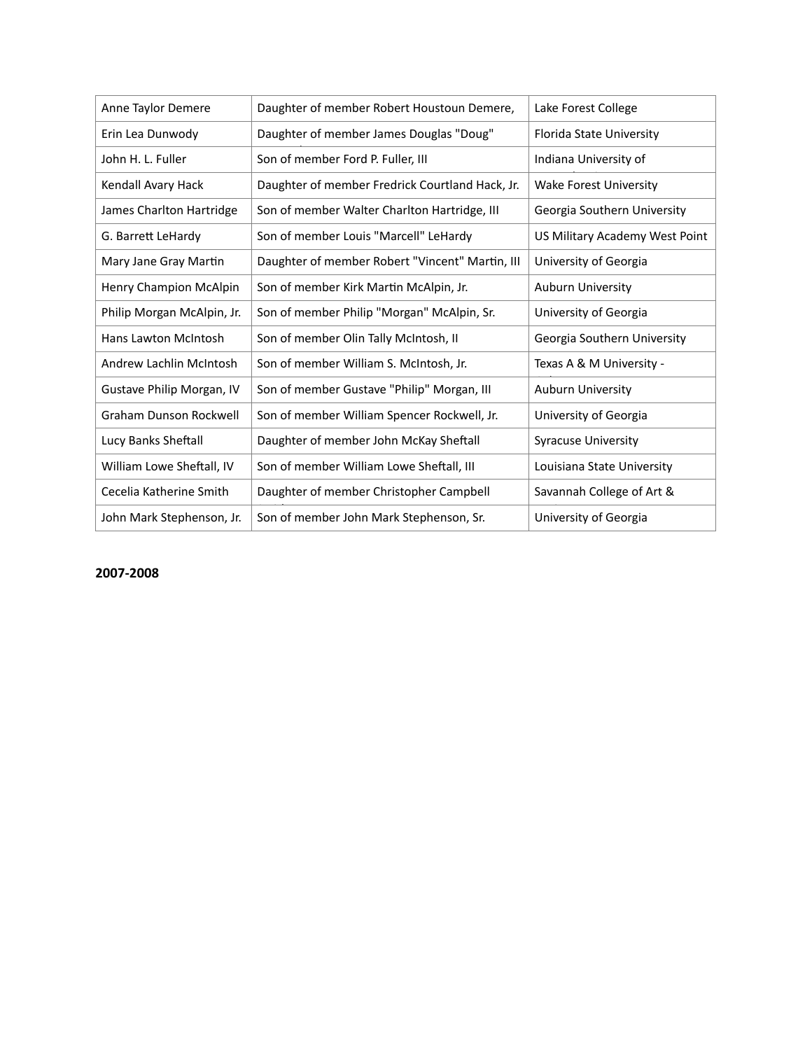| Anne Taylor Demere | Daughter of member Robert Houstoun Demere, | Lake Forest College |
|---|---|---|
| Erin Lea Dunwody | Daughter of member James Douglas "Doug" | Florida State University |
| John H. L. Fuller | Son of member Ford P. Fuller, III | Indiana University of |
| Kendall Avary Hack | Daughter of member Fredrick Courtland Hack, Jr. | Wake Forest University |
| James Charlton Hartridge | Son of member Walter Charlton Hartridge, III | Georgia Southern University |
| G. Barrett LeHardy | Son of member Louis "Marcell" LeHardy | US Military Academy West Point |
| Mary Jane Gray Martin | Daughter of member Robert "Vincent" Martin, III | University of Georgia |
| Henry Champion McAlpin | Son of member Kirk Martin McAlpin, Jr. | Auburn University |
| Philip Morgan McAlpin, Jr. | Son of member Philip "Morgan" McAlpin, Sr. | University of Georgia |
| Hans Lawton McIntosh | Son of member Olin Tally McIntosh, II | Georgia Southern University |
| Andrew Lachlin McIntosh | Son of member William S. McIntosh, Jr. | Texas A & M University - |
| Gustave Philip Morgan, IV | Son of member Gustave "Philip" Morgan, III | Auburn University |
| Graham Dunson Rockwell | Son of member William Spencer Rockwell, Jr. | University of Georgia |
| Lucy Banks Sheftall | Daughter of member John McKay Sheftall | Syracuse University |
| William Lowe Sheftall, IV | Son of member William Lowe Sheftall, III | Louisiana State University |
| Cecelia Katherine Smith | Daughter of member Christopher Campbell | Savannah College of Art & |
| John Mark Stephenson, Jr. | Son of member John Mark Stephenson, Sr. | University of Georgia |

**2007-2008**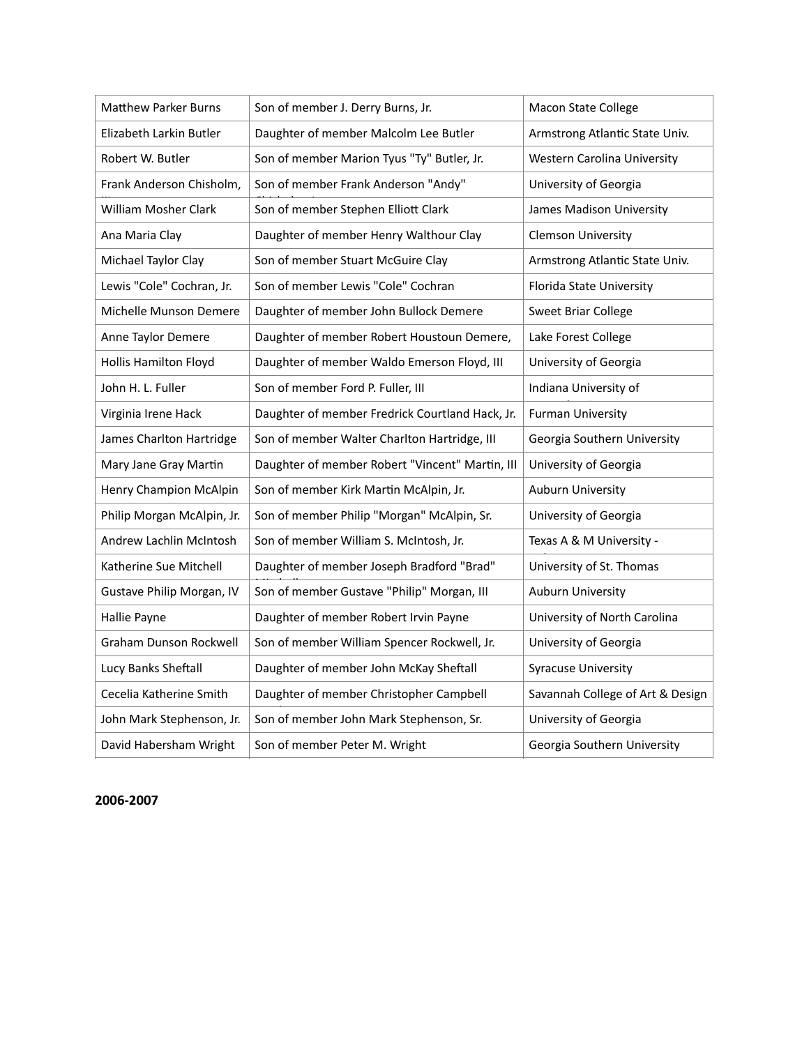| Matthew Parker Burns | Son of member J. Derry Burns, Jr. | Macon State College |
|---|---|---|
| Elizabeth Larkin Butler | Daughter of member Malcolm Lee Butler | Armstrong Atlantic State Univ. |
| Robert W. Butler | Son of member Marion Tyus "Ty" Butler, Jr. | Western Carolina University |
| Frank Anderson Chisholm, | Son of member Frank Anderson "Andy" | University of Georgia |
| William Mosher Clark | Son of member Stephen Elliott Clark | James Madison University |
| Ana Maria Clay | Daughter of member Henry Walthour Clay | Clemson University |
| Michael Taylor Clay | Son of member Stuart McGuire Clay | Armstrong Atlantic State Univ. |
| Lewis "Cole" Cochran, Jr. | Son of member Lewis "Cole" Cochran | Florida State University |
| Michelle Munson Demere | Daughter of member John Bullock Demere | Sweet Briar College |
| Anne Taylor Demere | Daughter of member Robert Houstoun Demere, | Lake Forest College |
| Hollis Hamilton Floyd | Daughter of member Waldo Emerson Floyd, III | University of Georgia |
| John H. L. Fuller | Son of member Ford P. Fuller, III | Indiana University of |
| Virginia Irene Hack | Daughter of member Fredrick Courtland Hack, Jr. | Furman University |
| James Charlton Hartridge | Son of member Walter Charlton Hartridge, III | Georgia Southern University |
| Mary Jane Gray Martin | Daughter of member Robert "Vincent" Martin, III | University of Georgia |
| Henry Champion McAlpin | Son of member Kirk Martin McAlpin, Jr. | Auburn University |
| Philip Morgan McAlpin, Jr. | Son of member Philip "Morgan" McAlpin, Sr. | University of Georgia |
| Andrew Lachlin McIntosh | Son of member William S. McIntosh, Jr. | Texas A & M University - |
| Katherine Sue Mitchell | Daughter of member Joseph Bradford "Brad" | University of St. Thomas |
| Gustave Philip Morgan, IV | Son of member Gustave "Philip" Morgan, III | Auburn University |
| Hallie Payne | Daughter of member Robert Irvin Payne | University of North Carolina |
| Graham Dunson Rockwell | Son of member William Spencer Rockwell, Jr. | University of Georgia |
| Lucy Banks Sheftall | Daughter of member John McKay Sheftall | Syracuse University |
| Cecelia Katherine Smith | Daughter of member Christopher Campbell | Savannah College of Art & Design |
| John Mark Stephenson, Jr. | Son of member John Mark Stephenson, Sr. | University of Georgia |
| David Habersham Wright | Son of member Peter M. Wright | Georgia Southern University |

**2006-2007**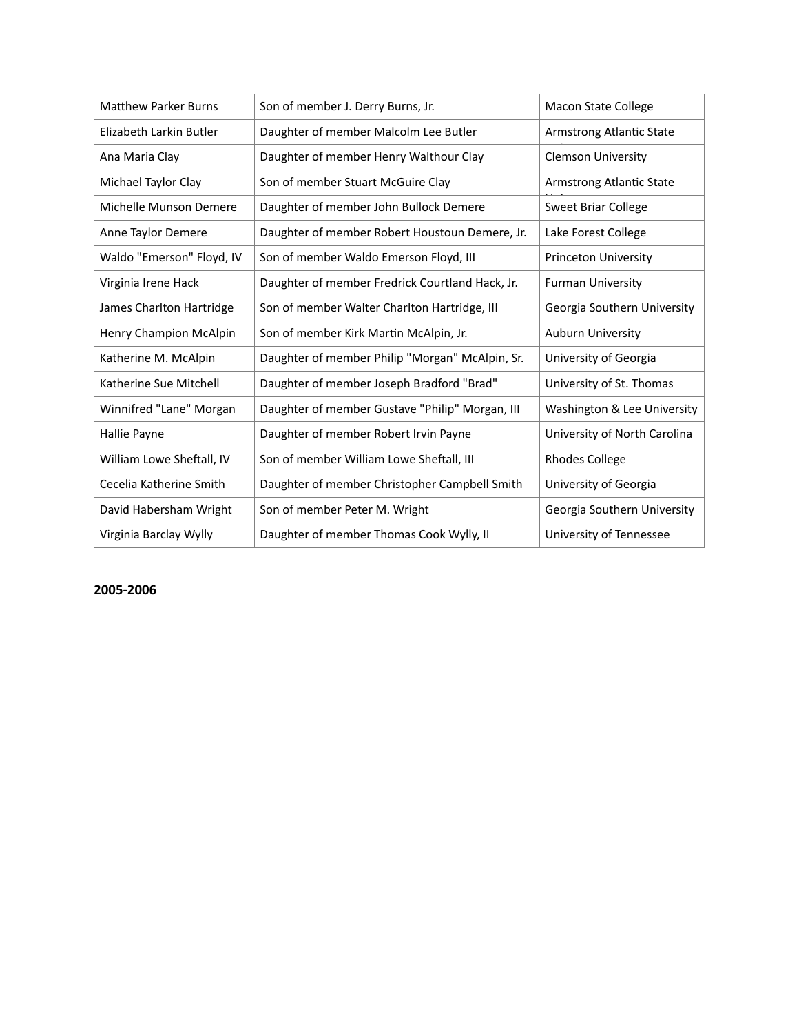| Matthew Parker Burns | Son of member J. Derry Burns, Jr. | Macon State College |
|---|---|---|
| Elizabeth Larkin Butler | Daughter of member Malcolm Lee Butler | Armstrong Atlantic State |
| Ana Maria Clay | Daughter of member Henry Walthour Clay | Clemson University |
| Michael Taylor Clay | Son of member Stuart McGuire Clay | Armstrong Atlantic State |
| Michelle Munson Demere | Daughter of member John Bullock Demere | Sweet Briar College |
| Anne Taylor Demere | Daughter of member Robert Houstoun Demere, Jr. | Lake Forest College |
| Waldo "Emerson" Floyd, IV | Son of member Waldo Emerson Floyd, III | Princeton University |
| Virginia Irene Hack | Daughter of member Fredrick Courtland Hack, Jr. | Furman University |
| James Charlton Hartridge | Son of member Walter Charlton Hartridge, III | Georgia Southern University |
| Henry Champion McAlpin | Son of member Kirk Martin McAlpin, Jr. | Auburn University |
| Katherine M. McAlpin | Daughter of member Philip "Morgan" McAlpin, Sr. | University of Georgia |
| Katherine Sue Mitchell | Daughter of member Joseph Bradford "Brad" | University of St. Thomas |
| Winnifred "Lane" Morgan | Daughter of member Gustave "Philip" Morgan, III | Washington & Lee University |
| Hallie Payne | Daughter of member Robert Irvin Payne | University of North Carolina |
| William Lowe Sheftall, IV | Son of member William Lowe Sheftall, III | Rhodes College |
| Cecelia Katherine Smith | Daughter of member Christopher Campbell Smith | University of Georgia |
| David Habersham Wright | Son of member Peter M. Wright | Georgia Southern University |
| Virginia Barclay Wylly | Daughter of member Thomas Cook Wylly, II | University of Tennessee |

**2005-2006**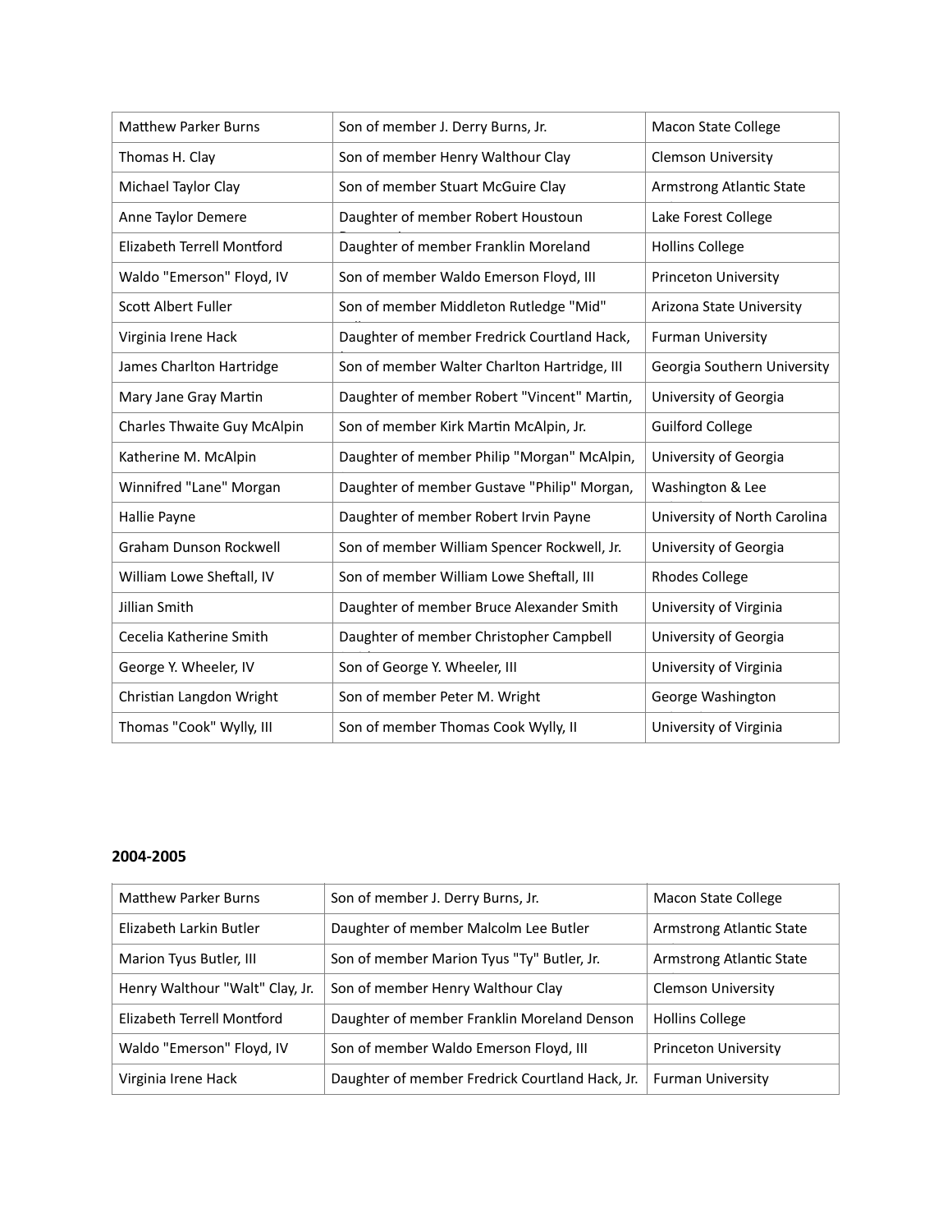| Matthew Parker Burns | Son of member J. Derry Burns, Jr. | Macon State College |
|---|---|---|
| Thomas H. Clay | Son of member Henry Walthour Clay | Clemson University |
| Michael Taylor Clay | Son of member Stuart McGuire Clay | Armstrong Atlantic State |
| Anne Taylor Demere | Daughter of member Robert Houstoun | Lake Forest College |
| Elizabeth Terrell Montford | Daughter of member Franklin Moreland | Hollins College |
| Waldo "Emerson" Floyd, IV | Son of member Waldo Emerson Floyd, III | Princeton University |
| Scott Albert Fuller | Son of member Middleton Rutledge "Mid" | Arizona State University |
| Virginia Irene Hack | Daughter of member Fredrick Courtland Hack, | Furman University |
| James Charlton Hartridge | Son of member Walter Charlton Hartridge, III | Georgia Southern University |
| Mary Jane Gray Martin | Daughter of member Robert "Vincent" Martin, | University of Georgia |
| Charles Thwaite Guy McAlpin | Son of member Kirk Martin McAlpin, Jr. | Guilford College |
| Katherine M. McAlpin | Daughter of member Philip "Morgan" McAlpin, | University of Georgia |
| Winnifred "Lane" Morgan | Daughter of member Gustave "Philip" Morgan, | Washington & Lee |
| Hallie Payne | Daughter of member Robert Irvin Payne | University of North Carolina |
| Graham Dunson Rockwell | Son of member William Spencer Rockwell, Jr. | University of Georgia |
| William Lowe Sheftall, IV | Son of member William Lowe Sheftall, III | Rhodes College |
| Jillian Smith | Daughter of member Bruce Alexander Smith | University of Virginia |
| Cecelia Katherine Smith | Daughter of member Christopher Campbell | University of Georgia |
| George Y. Wheeler, IV | Son of George Y. Wheeler, III | University of Virginia |
| Christian Langdon Wright | Son of member Peter M. Wright | George Washington |
| Thomas "Cook" Wylly, III | Son of member Thomas Cook Wylly, II | University of Virginia |

**2004-2005**

| Matthew Parker Burns | Son of member J. Derry Burns, Jr. | Macon State College |
|---|---|---|
| Elizabeth Larkin Butler | Daughter of member Malcolm Lee Butler | Armstrong Atlantic State |
| Marion Tyus Butler, III | Son of member Marion Tyus "Ty" Butler, Jr. | Armstrong Atlantic State |
| Henry Walthour "Walt" Clay, Jr. | Son of member Henry Walthour Clay | Clemson University |
| Elizabeth Terrell Montford | Daughter of member Franklin Moreland Denson | Hollins College |
| Waldo "Emerson" Floyd, IV | Son of member Waldo Emerson Floyd, III | Princeton University |
| Virginia Irene Hack | Daughter of member Fredrick Courtland Hack, Jr. | Furman University |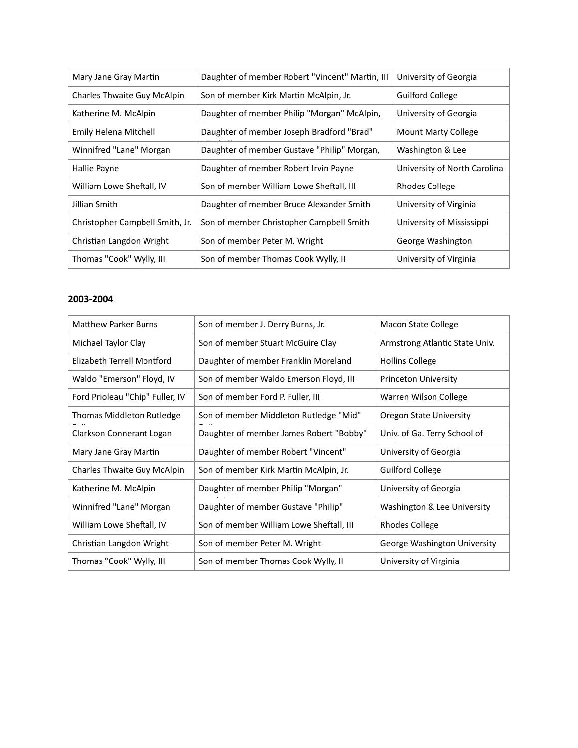| | | |
|---|---|---|
| Mary Jane Gray Martin | Daughter of member Robert "Vincent" Martin, III | University of Georgia |
| Charles Thwaite Guy McAlpin | Son of member Kirk Martin McAlpin, Jr. | Guilford College |
| Katherine M. McAlpin | Daughter of member Philip "Morgan" McAlpin, | University of Georgia |
| Emily Helena Mitchell | Daughter of member Joseph Bradford "Brad" | Mount Marty College |
| Winnifred "Lane" Morgan | Daughter of member Gustave "Philip" Morgan, | Washington & Lee |
| Hallie Payne | Daughter of member Robert Irvin Payne | University of North Carolina |
| William Lowe Sheftall, IV | Son of member William Lowe Sheftall, III | Rhodes College |
| Jillian Smith | Daughter of member Bruce Alexander Smith | University of Virginia |
| Christopher Campbell Smith, Jr. | Son of member Christopher Campbell Smith | University of Mississippi |
| Christian Langdon Wright | Son of member Peter M. Wright | George Washington |
| Thomas "Cook" Wylly, III | Son of member Thomas Cook Wylly, II | University of Virginia |

**2003-2004**

| | | |
|---|---|---|
| Matthew Parker Burns | Son of member J. Derry Burns, Jr. | Macon State College |
| Michael Taylor Clay | Son of member Stuart McGuire Clay | Armstrong Atlantic State Univ. |
| Elizabeth Terrell Montford | Daughter of member Franklin Moreland | Hollins College |
| Waldo "Emerson" Floyd, IV | Son of member Waldo Emerson Floyd, III | Princeton University |
| Ford Prioleau "Chip" Fuller, IV | Son of member Ford P. Fuller, III | Warren Wilson College |
| Thomas Middleton Rutledge | Son of member Middleton Rutledge "Mid" | Oregon State University |
| Clarkson Connerant Logan | Daughter of member James Robert "Bobby" | Univ. of Ga. Terry School of |
| Mary Jane Gray Martin | Daughter of member Robert "Vincent" | University of Georgia |
| Charles Thwaite Guy McAlpin | Son of member Kirk Martin McAlpin, Jr. | Guilford College |
| Katherine M. McAlpin | Daughter of member Philip "Morgan" | University of Georgia |
| Winnifred "Lane" Morgan | Daughter of member Gustave "Philip" | Washington & Lee University |
| William Lowe Sheftall, IV | Son of member William Lowe Sheftall, III | Rhodes College |
| Christian Langdon Wright | Son of member Peter M. Wright | George Washington University |
| Thomas "Cook" Wylly, III | Son of member Thomas Cook Wylly, II | University of Virginia |